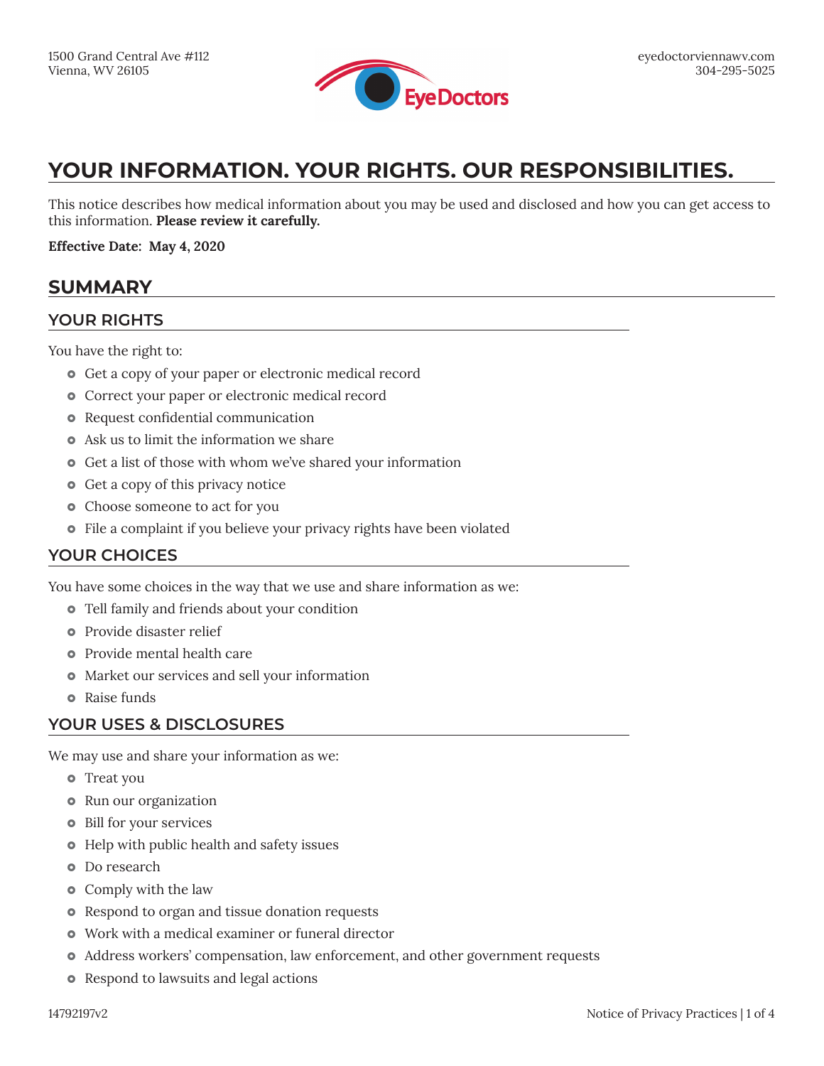1500 Grand Central Ave #112
Vienna, WV 26105

EyeDoctors

eyedoctorviennawv.com
304-295-5025

# YOUR INFORMATION. YOUR RIGHTS. OUR RESPONSIBILITIES.

This notice describes how medical information about you may be used and disclosed and how you can get access to this information. **Please review it carefully.**

**Effective Date: May 4, 2020**

## SUMMARY

### YOUR RIGHTS

You have the right to:

- Get a copy of your paper or electronic medical record
- Correct your paper or electronic medical record
- Request confidential communication
- Ask us to limit the information we share
- Get a list of those with whom we've shared your information
- Get a copy of this privacy notice
- Choose someone to act for you
- File a complaint if you believe your privacy rights have been violated

### YOUR CHOICES

You have some choices in the way that we use and share information as we:

- Tell family and friends about your condition
- Provide disaster relief
- Provide mental health care
- Market our services and sell your information
- Raise funds

### YOUR USES & DISCLOSURES

We may use and share your information as we:

- Treat you
- Run our organization
- Bill for your services
- Help with public health and safety issues
- Do research
- Comply with the law
- Respond to organ and tissue donation requests
- Work with a medical examiner or funeral director
- Address workers' compensation, law enforcement, and other government requests
- Respond to lawsuits and legal actions

14792197v2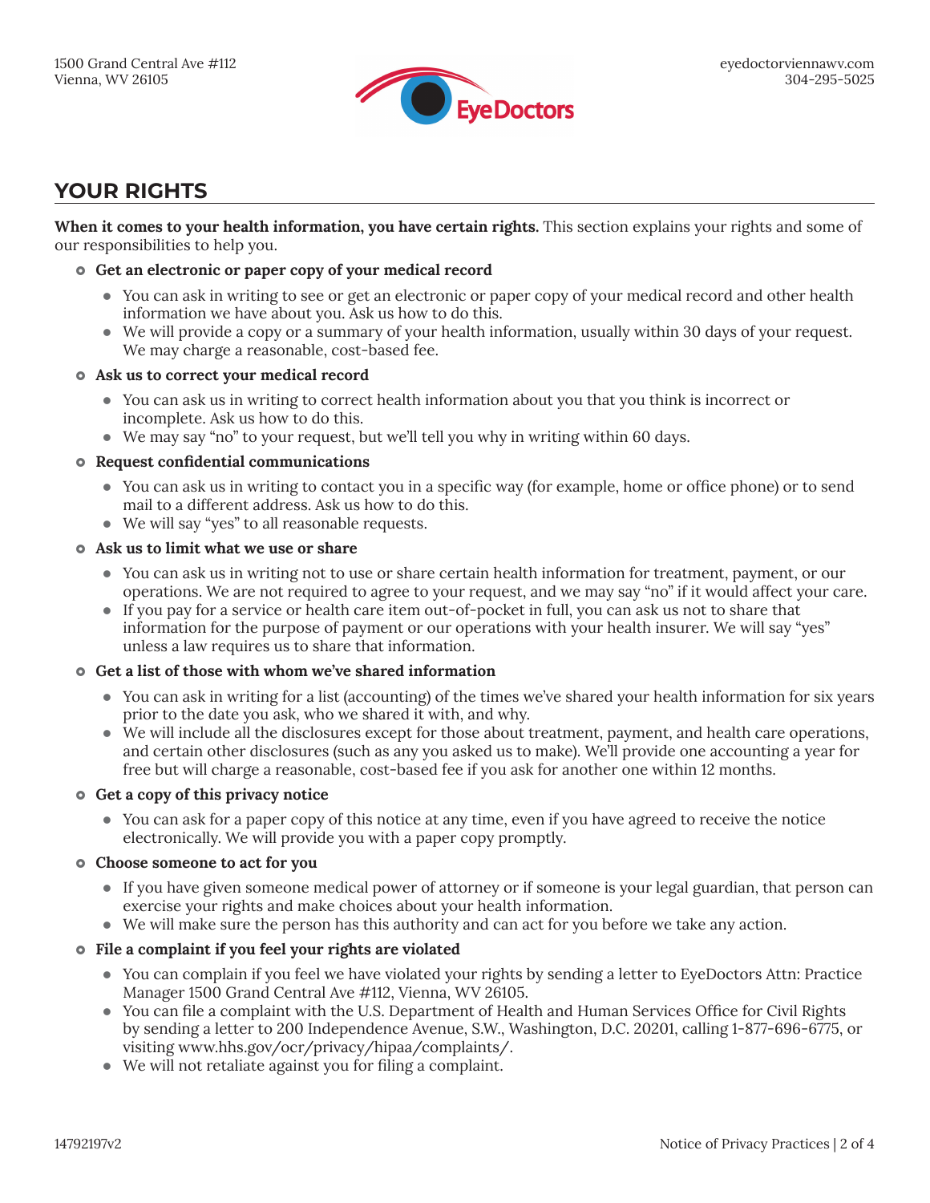## YOUR RIGHTS

**When it comes to your health information, you have certain rights.** This section explains your rights and some of our responsibilities to help you.

- **Get an electronic or paper copy of your medical record**
  - You can ask in writing to see or get an electronic or paper copy of your medical record and other health information we have about you. Ask us how to do this.
  - We will provide a copy or a summary of your health information, usually within 30 days of your request. We may charge a reasonable, cost-based fee.
- **Ask us to correct your medical record**
  - You can ask us in writing to correct health information about you that you think is incorrect or incomplete. Ask us how to do this.
  - We may say "no" to your request, but we'll tell you why in writing within 60 days.
- **Request confidential communications**
  - You can ask us in writing to contact you in a specific way (for example, home or office phone) or to send mail to a different address. Ask us how to do this.
  - We will say "yes" to all reasonable requests.
- **Ask us to limit what we use or share**
  - You can ask us in writing not to use or share certain health information for treatment, payment, or our operations. We are not required to agree to your request, and we may say "no" if it would affect your care.
  - If you pay for a service or health care item out-of-pocket in full, you can ask us not to share that information for the purpose of payment or our operations with your health insurer. We will say "yes" unless a law requires us to share that information.
- **Get a list of those with whom we've shared information**
  - You can ask in writing for a list (accounting) of the times we've shared your health information for six years prior to the date you ask, who we shared it with, and why.
  - We will include all the disclosures except for those about treatment, payment, and health care operations, and certain other disclosures (such as any you asked us to make). We'll provide one accounting a year for free but will charge a reasonable, cost-based fee if you ask for another one within 12 months.
- **Get a copy of this privacy notice**
  - You can ask for a paper copy of this notice at any time, even if you have agreed to receive the notice electronically. We will provide you with a paper copy promptly.
- **Choose someone to act for you**
  - If you have given someone medical power of attorney or if someone is your legal guardian, that person can exercise your rights and make choices about your health information.
  - We will make sure the person has this authority and can act for you before we take any action.
- **File a complaint if you feel your rights are violated**
  - You can complain if you feel we have violated your rights by sending a letter to EyeDoctors Attn: Practice Manager 1500 Grand Central Ave #112, Vienna, WV 26105.
  - You can file a complaint with the U.S. Department of Health and Human Services Office for Civil Rights by sending a letter to 200 Independence Avenue, S.W., Washington, D.C. 20201, calling 1-877-696-6775, or visiting www.hhs.gov/ocr/privacy/hipaa/complaints/.
  - We will not retaliate against you for filing a complaint.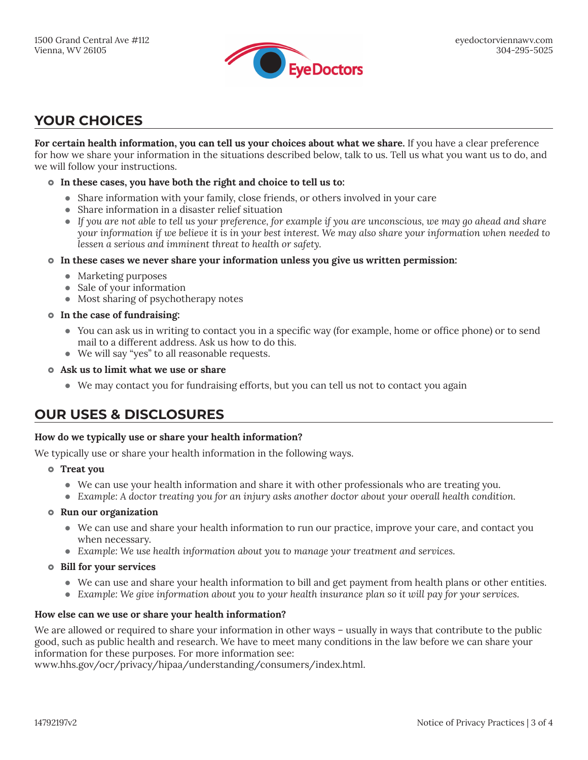## YOUR CHOICES

**For certain health information, you can tell us your choices about what we share.** If you have a clear preference for how we share your information in the situations described below, talk to us. Tell us what you want us to do, and we will follow your instructions.

- **In these cases, you have both the right and choice to tell us to:**
  - Share information with your family, close friends, or others involved in your care
  - Share information in a disaster relief situation
  - *If you are not able to tell us your preference, for example if you are unconscious, we may go ahead and share your information if we believe it is in your best interest. We may also share your information when needed to lessen a serious and imminent threat to health or safety.*
- **In these cases we never share your information unless you give us written permission:**
  - Marketing purposes
  - Sale of your information
  - Most sharing of psychotherapy notes
- **In the case of fundraising:**
  - You can ask us in writing to contact you in a specific way (for example, home or office phone) or to send mail to a different address. Ask us how to do this.
  - We will say "yes" to all reasonable requests.
- **Ask us to limit what we use or share**
  - We may contact you for fundraising efforts, but you can tell us not to contact you again

## OUR USES & DISCLOSURES

**How do we typically use or share your health information?**

We typically use or share your health information in the following ways.

- **Treat you**
  - We can use your health information and share it with other professionals who are treating you.
  - *Example: A doctor treating you for an injury asks another doctor about your overall health condition.*
- **Run our organization**
  - We can use and share your health information to run our practice, improve your care, and contact you when necessary.
  - *Example: We use health information about you to manage your treatment and services.*
- **Bill for your services**
  - We can use and share your health information to bill and get payment from health plans or other entities.
  - *Example: We give information about you to your health insurance plan so it will pay for your services.*

**How else can we use or share your health information?**

We are allowed or required to share your information in other ways – usually in ways that contribute to the public good, such as public health and research. We have to meet many conditions in the law before we can share your information for these purposes. For more information see: www.hhs.gov/ocr/privacy/hipaa/understanding/consumers/index.html.

14792197v2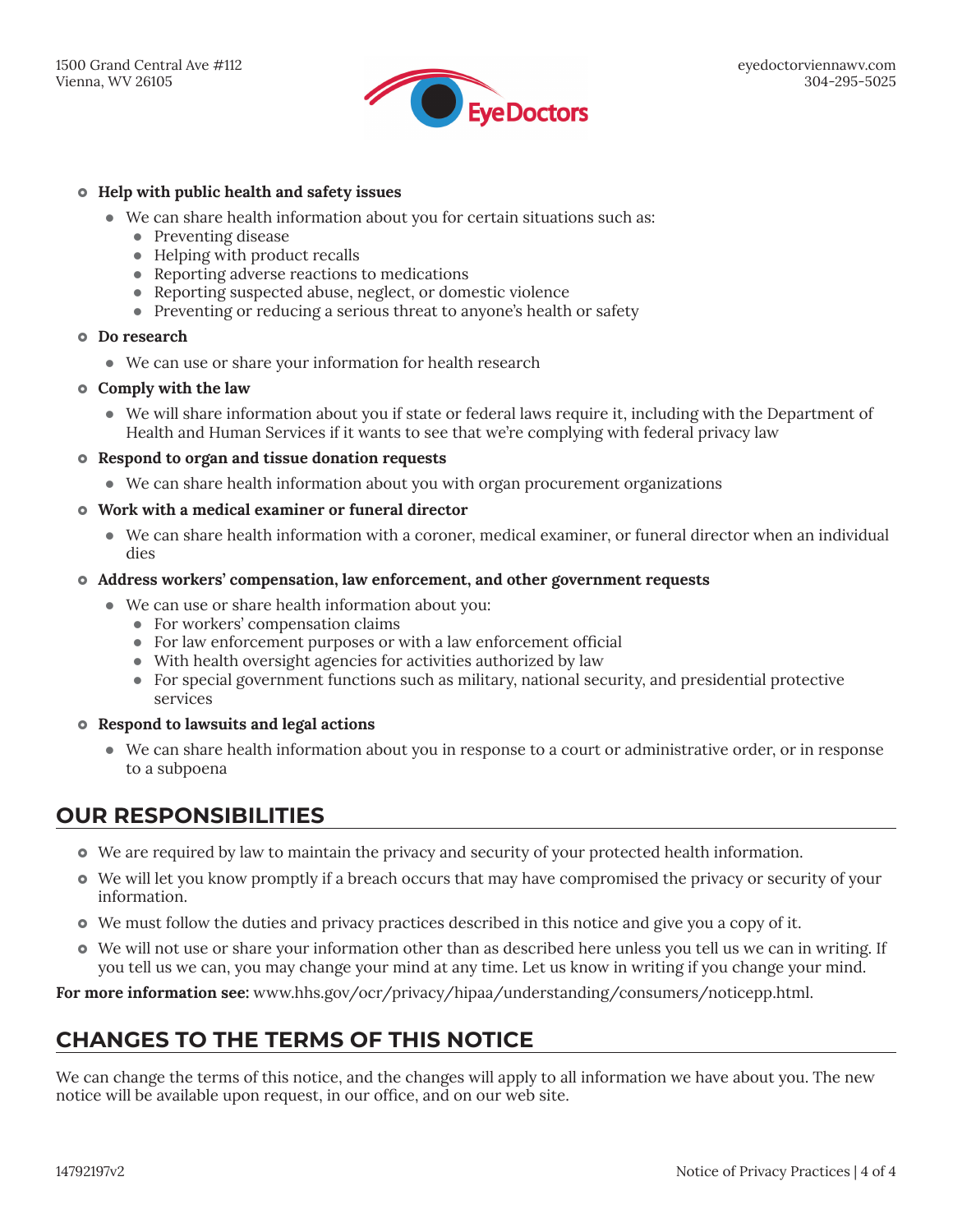- **Help with public health and safety issues**
  - We can share health information about you for certain situations such as:
    - Preventing disease
    - Helping with product recalls
    - Reporting adverse reactions to medications
    - Reporting suspected abuse, neglect, or domestic violence
    - Preventing or reducing a serious threat to anyone's health or safety
- **Do research**
  - We can use or share your information for health research
- **Comply with the law**
  - We will share information about you if state or federal laws require it, including with the Department of Health and Human Services if it wants to see that we're complying with federal privacy law
- **Respond to organ and tissue donation requests**
  - We can share health information about you with organ procurement organizations
- **Work with a medical examiner or funeral director**
  - We can share health information with a coroner, medical examiner, or funeral director when an individual dies
- **Address workers' compensation, law enforcement, and other government requests**
  - We can use or share health information about you:
    - For workers' compensation claims
    - For law enforcement purposes or with a law enforcement official
    - With health oversight agencies for activities authorized by law
    - For special government functions such as military, national security, and presidential protective services
- **Respond to lawsuits and legal actions**
  - We can share health information about you in response to a court or administrative order, or in response to a subpoena

## OUR RESPONSIBILITIES

- We are required by law to maintain the privacy and security of your protected health information.
- We will let you know promptly if a breach occurs that may have compromised the privacy or security of your information.
- We must follow the duties and privacy practices described in this notice and give you a copy of it.
- We will not use or share your information other than as described here unless you tell us we can in writing. If you tell us we can, you may change your mind at any time. Let us know in writing if you change your mind.

**For more information see:** www.hhs.gov/ocr/privacy/hipaa/understanding/consumers/noticepp.html.

## CHANGES TO THE TERMS OF THIS NOTICE

We can change the terms of this notice, and the changes will apply to all information we have about you. The new notice will be available upon request, in our office, and on our web site.